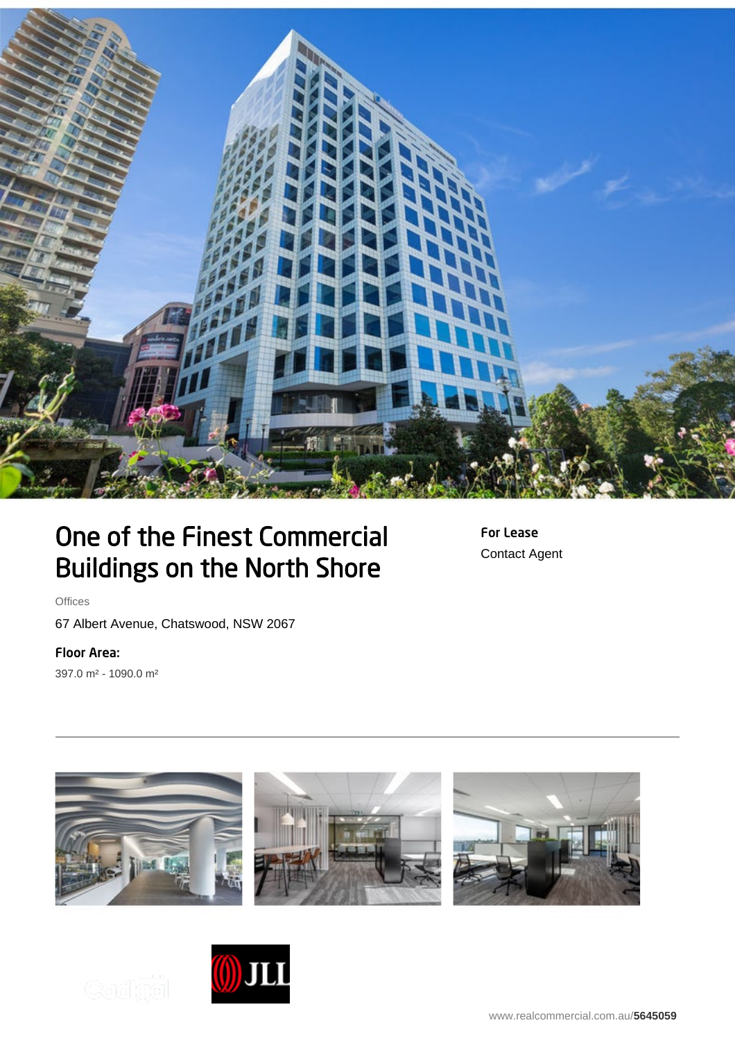# One of the Finest Commercial Buildings on the North Shore

**For Lease**

Contact Agent

Offices

67 Albert Avenue, Chatswood, NSW 2067

**Floor Area:**

397.0 m² - 1090.0 m²

www.realcommercial.com.au/**5645059**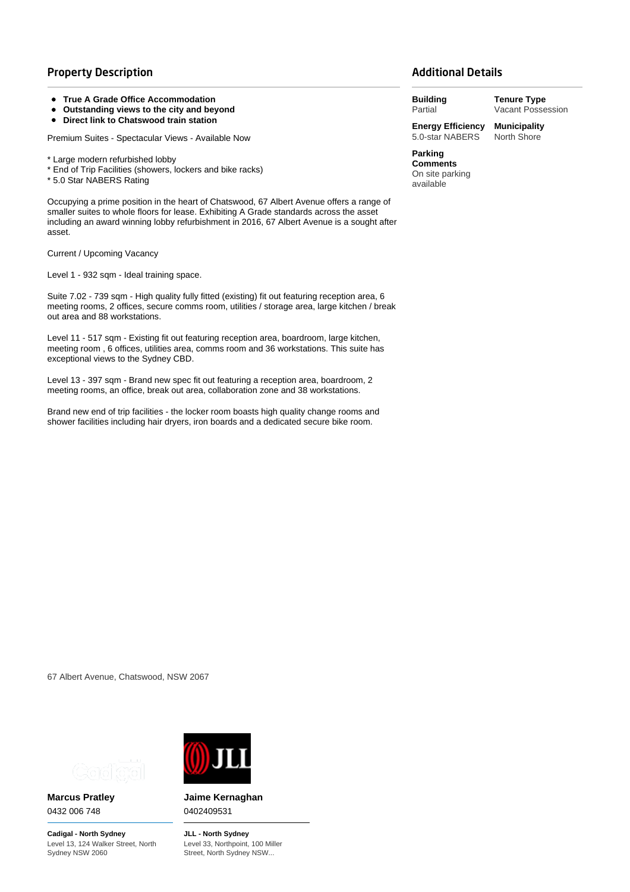## Property Description

- **True A Grade Office Accommodation**
- **Outstanding views to the city and beyond**
- **Direct link to Chatswood train station**

Premium Suites - Spectacular Views - Available Now

* Large modern refurbished lobby
* End of Trip Facilities (showers, lockers and bike racks)
* 5.0 Star NABERS Rating

Occupying a prime position in the heart of Chatswood, 67 Albert Avenue offers a range of smaller suites to whole floors for lease. Exhibiting A Grade standards across the asset including an award winning lobby refurbishment in 2016, 67 Albert Avenue is a sought after asset.

Current / Upcoming Vacancy

Level 1 - 932 sqm - Ideal training space.

Suite 7.02 - 739 sqm - High quality fully fitted (existing) fit out featuring reception area, 6 meeting rooms, 2 offices, secure comms room, utilities / storage area, large kitchen / break out area and 88 workstations.

Level 11 - 517 sqm - Existing fit out featuring reception area, boardroom, large kitchen, meeting room , 6 offices, utilities area, comms room and 36 workstations. This suite has exceptional views to the Sydney CBD.

Level 13 - 397 sqm - Brand new spec fit out featuring a reception area, boardroom, 2 meeting rooms, an office, break out area, collaboration zone and 38 workstations.

Brand new end of trip facilities - the locker room boasts high quality change rooms and shower facilities including hair dryers, iron boards and a dedicated secure bike room.

## Additional Details

**Building**
Partial

**Tenure Type**
Vacant Possession

**Energy Efficiency**
5.0-star NABERS

**Municipality**
North Shore

**Parking Comments**
On site parking available

67 Albert Avenue, Chatswood, NSW 2067

**Marcus Pratley**
0432 006 748

**Cadigal - North Sydney**
Level 13, 124 Walker Street, North Sydney NSW 2060

**Jaime Kernaghan**
0402409531

**JLL - North Sydney**
Level 33, Northpoint, 100 Miller Street, North Sydney NSW...